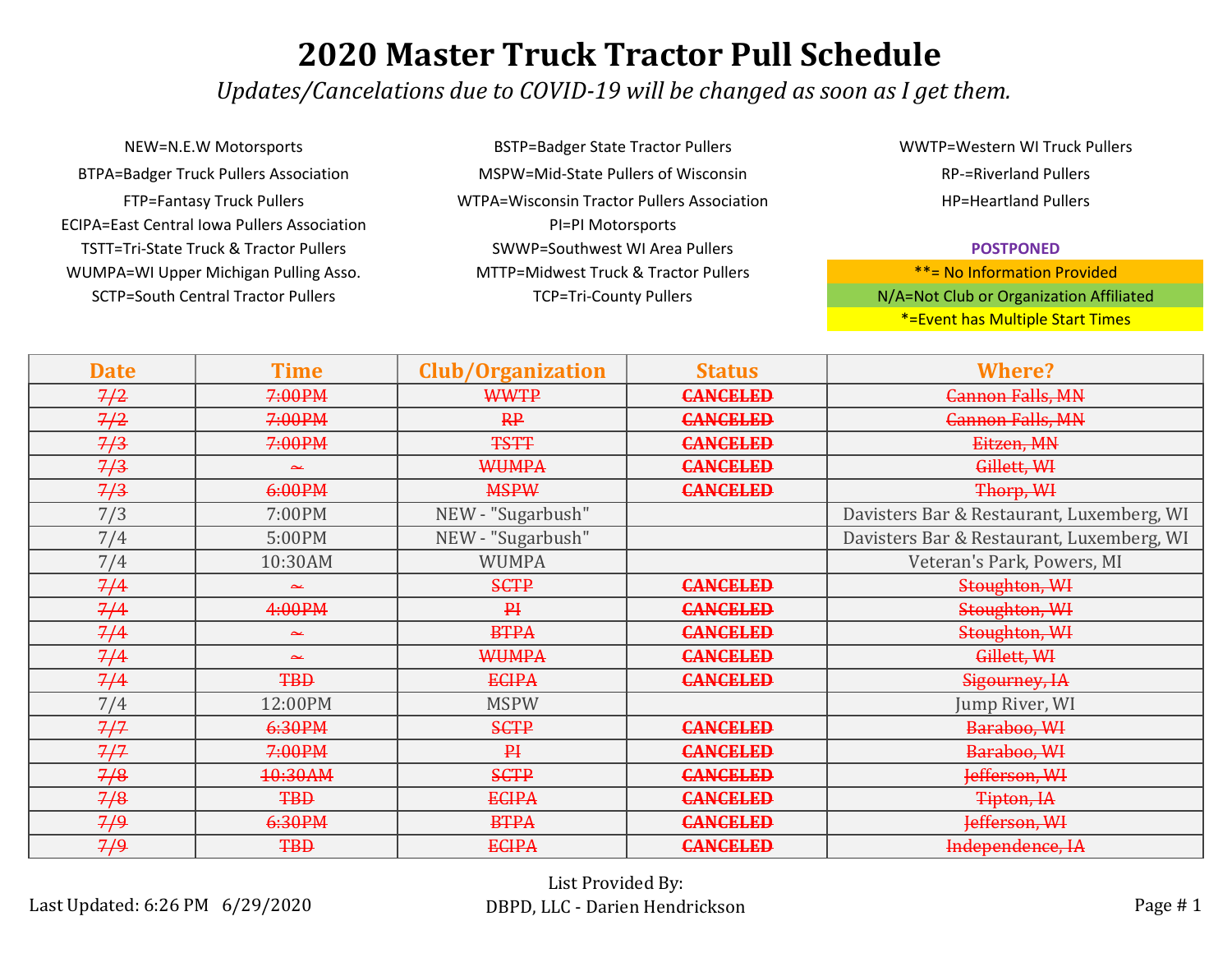# 2020 Master Truck Tractor Pull Schedule

*Updates/Cancelations due to COVID-19 will be changed as soon as I get them.*

NEW=N.E.W Motorsports

BTPA=Badger Truck Pullers Association

FTP=Fantasy Truck Pullers

ECIPA=East Central Iowa Pullers Association

TSTT=Tri-State Truck & Tractor Pullers

WUMPA=WI Upper Michigan Pulling Asso.

SCTP=South Central Tractor Pullers

BSTP=Badger State Tractor Pullers

MSPW=Mid-State Pullers of Wisconsin

WTPA=Wisconsin Tractor Pullers Association

PI=PI Motorsports

SWWP=Southwest WI Area Pullers

MTTP=Midwest Truck & Tractor Pullers

TCP=Tri-County Pullers

WWTP=Western WI Truck Pullers

RP-=Riverland Pullers

HP=Heartland Pullers

**POSTPONED**

**= No Information Provided

N/A=Not Club or Organization Affiliated

*=Event has Multiple Start Times

| Date | Time | Club/Organization | Status | Where? |
|---|---|---|---|---|
| ~~7/2~~ | ~~7:00PM~~ | ~~WWTP~~ | ~~CANCELED~~ | ~~Cannon Falls, MN~~ |
| ~~7/2~~ | ~~7:00PM~~ | ~~RP~~ | ~~CANCELED~~ | ~~Cannon Falls, MN~~ |
| ~~7/3~~ | ~~7:00PM~~ | ~~TSTT~~ | ~~CANCELED~~ | ~~Eitzen, MN~~ |
| ~~7/3~~ | ~~~~~ | ~~WUMPA~~ | ~~CANCELED~~ | ~~Gillett, WI~~ |
| ~~7/3~~ | ~~6:00PM~~ | ~~MSPW~~ | ~~CANCELED~~ | ~~Thorp, WI~~ |
| 7/3 | 7:00PM | NEW - "Sugarbush" | | Davisters Bar & Restaurant, Luxemberg, WI |
| 7/4 | 5:00PM | NEW - "Sugarbush" | | Davisters Bar & Restaurant, Luxemberg, WI |
| 7/4 | 10:30AM | WUMPA | | Veteran's Park, Powers, MI |
| ~~7/4~~ | ~~~~~ | ~~SCTP~~ | ~~CANCELED~~ | ~~Stoughton, WI~~ |
| ~~7/4~~ | ~~4:00PM~~ | ~~PI~~ | ~~CANCELED~~ | ~~Stoughton, WI~~ |
| ~~7/4~~ | ~~~~~ | ~~BTPA~~ | ~~CANCELED~~ | ~~Stoughton, WI~~ |
| ~~7/4~~ | ~~~~~ | ~~WUMPA~~ | ~~CANCELED~~ | ~~Gillett, WI~~ |
| ~~7/4~~ | ~~TBD~~ | ~~ECIPA~~ | ~~CANCELED~~ | ~~Sigourney, IA~~ |
| 7/4 | 12:00PM | MSPW | | Jump River, WI |
| ~~7/7~~ | ~~6:30PM~~ | ~~SCTP~~ | ~~CANCELED~~ | ~~Baraboo, WI~~ |
| ~~7/7~~ | ~~7:00PM~~ | ~~PI~~ | ~~CANCELED~~ | ~~Baraboo, WI~~ |
| ~~7/8~~ | ~~10:30AM~~ | ~~SCTP~~ | ~~CANCELED~~ | ~~Jefferson, WI~~ |
| ~~7/8~~ | ~~TBD~~ | ~~ECIPA~~ | ~~CANCELED~~ | ~~Tipton, IA~~ |
| ~~7/9~~ | ~~6:30PM~~ | ~~BTPA~~ | ~~CANCELED~~ | ~~Jefferson, WI~~ |
| ~~7/9~~ | ~~TBD~~ | ~~ECIPA~~ | ~~CANCELED~~ | ~~Independence, IA~~ |

Last Updated: 6:26 PM 6/29/2020

List Provided By:
DBPD, LLC - Darien Hendrickson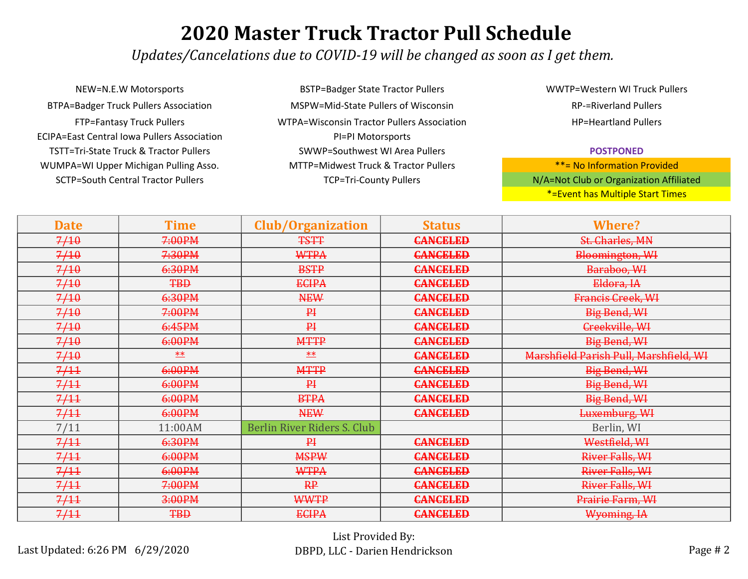# 2020 Master Truck Tractor Pull Schedule

*Updates/Cancelations due to COVID-19 will be changed as soon as I get them.*

NEW=N.E.W Motorsports
BTPA=Badger Truck Pullers Association
FTP=Fantasy Truck Pullers
ECIPA=East Central Iowa Pullers Association
TSTT=Tri-State Truck & Tractor Pullers
WUMPA=WI Upper Michigan Pulling Asso.
SCTP=South Central Tractor Pullers

BSTP=Badger State Tractor Pullers
MSPW=Mid-State Pullers of Wisconsin
WTPA=Wisconsin Tractor Pullers Association
PI=PI Motorsports
SWWP=Southwest WI Area Pullers
MTTP=Midwest Truck & Tractor Pullers
TCP=Tri-County Pullers

WWTP=Western WI Truck Pullers
RP-=Riverland Pullers
HP=Heartland Pullers

**POSTPONED**
**= No Information Provided
N/A=Not Club or Organization Affiliated
*=Event has Multiple Start Times

| Date | Time | Club/Organization | Status | Where? |
|---|---|---|---|---|
| ~~7/10~~ | ~~7:00PM~~ | ~~TSTT~~ | ~~CANCELED~~ | ~~St. Charles, MN~~ |
| ~~7/10~~ | ~~7:30PM~~ | ~~WTPA~~ | ~~CANCELED~~ | ~~Bloomington, WI~~ |
| ~~7/10~~ | ~~6:30PM~~ | ~~BSTP~~ | ~~CANCELED~~ | ~~Baraboo, WI~~ |
| ~~7/10~~ | ~~TBD~~ | ~~ECIPA~~ | ~~CANCELED~~ | ~~Eldora, IA~~ |
| ~~7/10~~ | ~~6:30PM~~ | ~~NEW~~ | ~~CANCELED~~ | ~~Francis Creek, WI~~ |
| ~~7/10~~ | ~~7:00PM~~ | ~~PI~~ | ~~CANCELED~~ | ~~Big Bend, WI~~ |
| ~~7/10~~ | ~~6:45PM~~ | ~~PI~~ | ~~CANCELED~~ | ~~Creekville, WI~~ |
| ~~7/10~~ | ~~6:00PM~~ | ~~MTTP~~ | ~~CANCELED~~ | ~~Big Bend, WI~~ |
| ~~7/10~~ | ~~**~~ | ~~**~~ | ~~CANCELED~~ | ~~Marshfield Parish Pull, Marshfield, WI~~ |
| ~~7/11~~ | ~~6:00PM~~ | ~~MTTP~~ | ~~CANCELED~~ | ~~Big Bend, WI~~ |
| ~~7/11~~ | ~~6:00PM~~ | ~~PI~~ | ~~CANCELED~~ | ~~Big Bend, WI~~ |
| ~~7/11~~ | ~~6:00PM~~ | ~~BTPA~~ | ~~CANCELED~~ | ~~Big Bend, WI~~ |
| ~~7/11~~ | ~~6:00PM~~ | ~~NEW~~ | ~~CANCELED~~ | ~~Luxemburg, WI~~ |
| 7/11 | 11:00AM | Berlin River Riders S. Club | | Berlin, WI |
| ~~7/11~~ | ~~6:30PM~~ | ~~PI~~ | ~~CANCELED~~ | ~~Westfield, WI~~ |
| ~~7/11~~ | ~~6:00PM~~ | ~~MSPW~~ | ~~CANCELED~~ | ~~River Falls, WI~~ |
| ~~7/11~~ | ~~6:00PM~~ | ~~WTPA~~ | ~~CANCELED~~ | ~~River Falls, WI~~ |
| ~~7/11~~ | ~~7:00PM~~ | ~~RP~~ | ~~CANCELED~~ | ~~River Falls, WI~~ |
| ~~7/11~~ | ~~3:00PM~~ | ~~WWTP~~ | ~~CANCELED~~ | ~~Prairie Farm, WI~~ |
| ~~7/11~~ | ~~TBD~~ | ~~ECIPA~~ | ~~CANCELED~~ | ~~Wyoming, IA~~ |

Last Updated: 6:26 PM 6/29/2020

List Provided By:
DBPD, LLC - Darien Hendrickson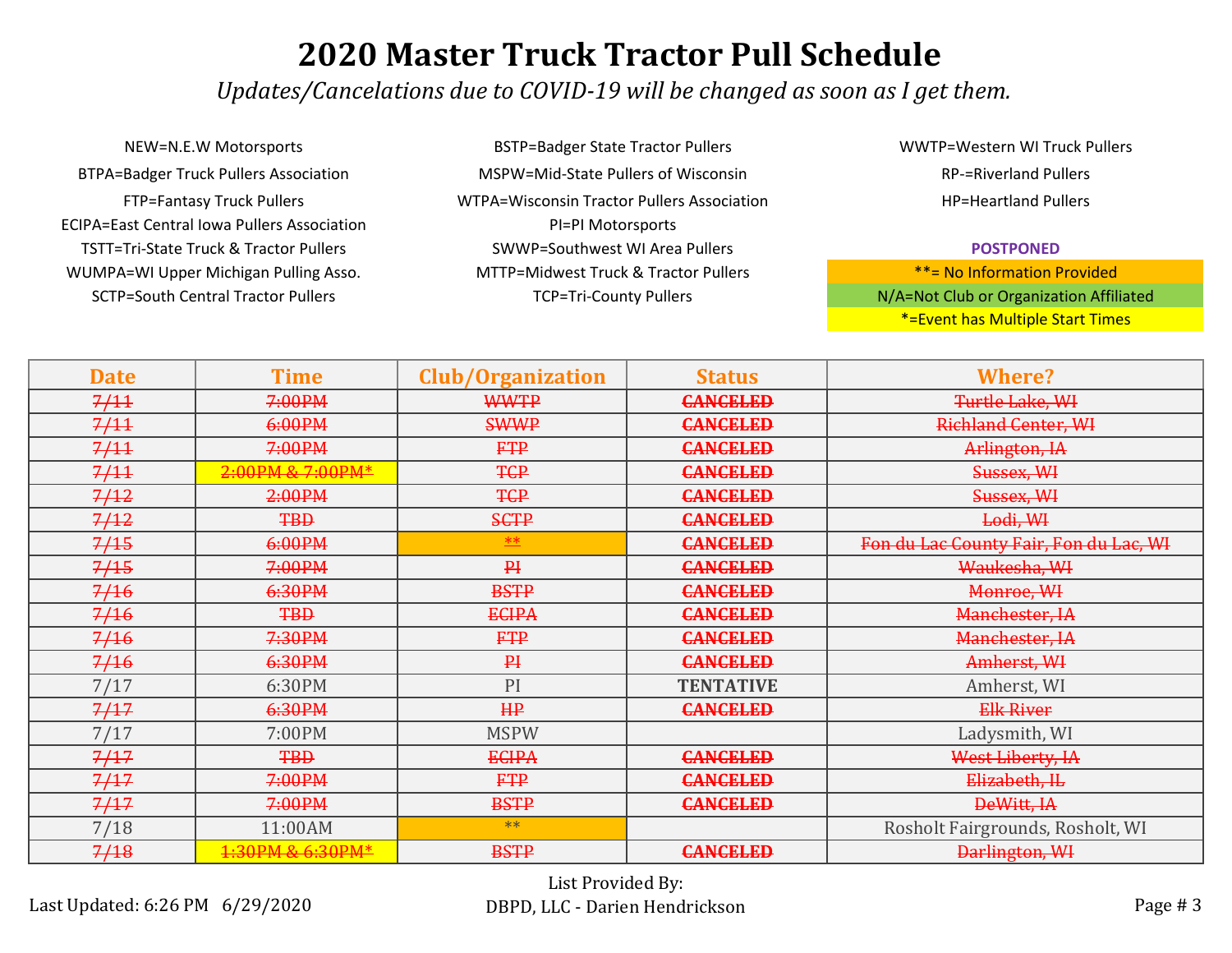# 2020 Master Truck Tractor Pull Schedule

*Updates/Cancelations due to COVID-19 will be changed as soon as I get them.*

NEW=N.E.W Motorsports
BTPA=Badger Truck Pullers Association
FTP=Fantasy Truck Pullers
ECIPA=East Central Iowa Pullers Association
TSTT=Tri-State Truck & Tractor Pullers
WUMPA=WI Upper Michigan Pulling Asso.
SCTP=South Central Tractor Pullers
BSTP=Badger State Tractor Pullers
MSPW=Mid-State Pullers of Wisconsin
WTPA=Wisconsin Tractor Pullers Association
PI=PI Motorsports
SWWP=Southwest WI Area Pullers
MTTP=Midwest Truck & Tractor Pullers
TCP=Tri-County Pullers
WWTP=Western WI Truck Pullers
RP-=Riverland Pullers
HP=Heartland Pullers

**POSTPONED**
**= No Information Provided
N/A=Not Club or Organization Affiliated
*=Event has Multiple Start Times

| Date | Time | Club/Organization | Status | Where? |
|---|---|---|---|---|
| ~~7/11~~ | ~~7:00PM~~ | ~~WWTP~~ | ~~**CANCELED**~~ | ~~Turtle Lake, WI~~ |
| ~~7/11~~ | ~~6:00PM~~ | ~~SWWP~~ | ~~**CANCELED**~~ | ~~Richland Center, WI~~ |
| ~~7/11~~ | ~~7:00PM~~ | ~~FTP~~ | ~~**CANCELED**~~ | ~~Arlington, IA~~ |
| ~~7/11~~ | ~~2:00PM & 7:00PM*~~ | ~~TCP~~ | ~~**CANCELED**~~ | ~~Sussex, WI~~ |
| ~~7/12~~ | ~~2:00PM~~ | ~~TCP~~ | ~~**CANCELED**~~ | ~~Sussex, WI~~ |
| ~~7/12~~ | ~~TBD~~ | ~~SCTP~~ | ~~**CANCELED**~~ | ~~Lodi, WI~~ |
| ~~7/15~~ | ~~6:00PM~~ | ~~**~~ | ~~**CANCELED**~~ | ~~Fon du Lac County Fair, Fon du Lac, WI~~ |
| ~~7/15~~ | ~~7:00PM~~ | ~~PI~~ | ~~**CANCELED**~~ | ~~Waukesha, WI~~ |
| ~~7/16~~ | ~~6:30PM~~ | ~~BSTP~~ | ~~**CANCELED**~~ | ~~Monroe, WI~~ |
| ~~7/16~~ | ~~TBD~~ | ~~ECIPA~~ | ~~**CANCELED**~~ | ~~Manchester, IA~~ |
| ~~7/16~~ | ~~7:30PM~~ | ~~FTP~~ | ~~**CANCELED**~~ | ~~Manchester, IA~~ |
| ~~7/16~~ | ~~6:30PM~~ | ~~PI~~ | ~~**CANCELED**~~ | ~~Amherst, WI~~ |
| 7/17 | 6:30PM | PI | **TENTATIVE** | Amherst, WI |
| ~~7/17~~ | ~~6:30PM~~ | ~~HP~~ | ~~**CANCELED**~~ | ~~Elk River~~ |
| 7/17 | 7:00PM | MSPW | | Ladysmith, WI |
| ~~7/17~~ | ~~TBD~~ | ~~ECIPA~~ | ~~**CANCELED**~~ | ~~West Liberty, IA~~ |
| ~~7/17~~ | ~~7:00PM~~ | ~~FTP~~ | ~~**CANCELED**~~ | ~~Elizabeth, IL~~ |
| ~~7/17~~ | ~~7:00PM~~ | ~~BSTP~~ | ~~**CANCELED**~~ | ~~DeWitt, IA~~ |
| 7/18 | 11:00AM | ** | | Rosholt Fairgrounds, Rosholt, WI |
| ~~7/18~~ | ~~1:30PM & 6:30PM*~~ | ~~BSTP~~ | ~~**CANCELED**~~ | ~~Darlington, WI~~ |

Last Updated: 6:26 PM 6/29/2020

List Provided By:
DBPD, LLC - Darien Hendrickson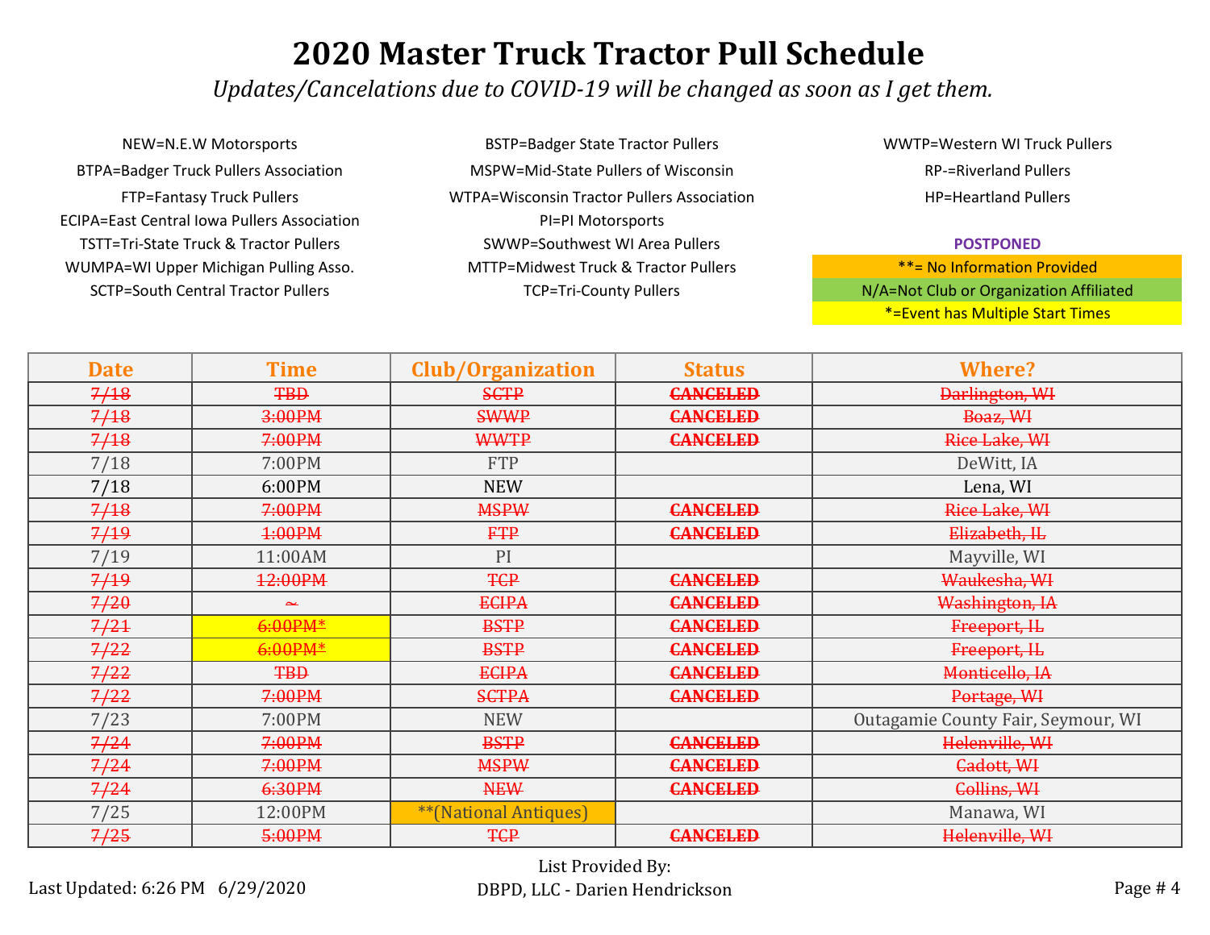# 2020 Master Truck Tractor Pull Schedule

*Updates/Cancelations due to COVID-19 will be changed as soon as I get them.*

NEW=N.E.W Motorsports
BTPA=Badger Truck Pullers Association
FTP=Fantasy Truck Pullers
ECIPA=East Central Iowa Pullers Association
TSTT=Tri-State Truck & Tractor Pullers
WUMPA=WI Upper Michigan Pulling Asso.
SCTP=South Central Tractor Pullers

BSTP=Badger State Tractor Pullers
MSPW=Mid-State Pullers of Wisconsin
WTPA=Wisconsin Tractor Pullers Association
PI=PI Motorsports
SWWP=Southwest WI Area Pullers
MTTP=Midwest Truck & Tractor Pullers
TCP=Tri-County Pullers

WWTP=Western WI Truck Pullers
RP-=Riverland Pullers
HP=Heartland Pullers

**POSTPONED**
**= No Information Provided
N/A=Not Club or Organization Affiliated
*=Event has Multiple Start Times

| Date | Time | Club/Organization | Status | Where? |
|---|---|---|---|---|
| ~~7/18~~ | ~~TBD~~ | ~~SCTP~~ | ~~CANCELED~~ | ~~Darlington, WI~~ |
| ~~7/18~~ | ~~3:00PM~~ | ~~SWWP~~ | ~~CANCELED~~ | ~~Boaz, WI~~ |
| ~~7/18~~ | ~~7:00PM~~ | ~~WWTP~~ | ~~CANCELED~~ | ~~Rice Lake, WI~~ |
| 7/18 | 7:00PM | FTP | | DeWitt, IA |
| 7/18 | 6:00PM | NEW | | Lena, WI |
| ~~7/18~~ | ~~7:00PM~~ | ~~MSPW~~ | ~~CANCELED~~ | ~~Rice Lake, WI~~ |
| ~~7/19~~ | ~~1:00PM~~ | ~~FTP~~ | ~~CANCELED~~ | ~~Elizabeth, IL~~ |
| 7/19 | 11:00AM | PI | | Mayville, WI |
| ~~7/19~~ | ~~12:00PM~~ | ~~TCP~~ | ~~CANCELED~~ | ~~Waukesha, WI~~ |
| ~~7/20~~ | ~~~~~ | ~~ECIPA~~ | ~~CANCELED~~ | ~~Washington, IA~~ |
| ~~7/21~~ | ~~6:00PM*~~ | ~~BSTP~~ | ~~CANCELED~~ | ~~Freeport, IL~~ |
| ~~7/22~~ | ~~6:00PM*~~ | ~~BSTP~~ | ~~CANCELED~~ | ~~Freeport, IL~~ |
| ~~7/22~~ | ~~TBD~~ | ~~ECIPA~~ | ~~CANCELED~~ | ~~Monticello, IA~~ |
| ~~7/22~~ | ~~7:00PM~~ | ~~SCTPA~~ | ~~CANCELED~~ | ~~Portage, WI~~ |
| 7/23 | 7:00PM | NEW | | Outagamie County Fair, Seymour, WI |
| ~~7/24~~ | ~~7:00PM~~ | ~~BSTP~~ | ~~CANCELED~~ | ~~Helenville, WI~~ |
| ~~7/24~~ | ~~7:00PM~~ | ~~MSPW~~ | ~~CANCELED~~ | ~~Cadott, WI~~ |
| ~~7/24~~ | ~~6:30PM~~ | ~~NEW~~ | ~~CANCELED~~ | ~~Collins, WI~~ |
| 7/25 | 12:00PM | **(National Antiques) | | Manawa, WI |
| ~~7/25~~ | ~~5:00PM~~ | ~~TCP~~ | ~~CANCELED~~ | ~~Helenville, WI~~ |

Last Updated: 6:26 PM 6/29/2020

List Provided By:
DBPD, LLC - Darien Hendrickson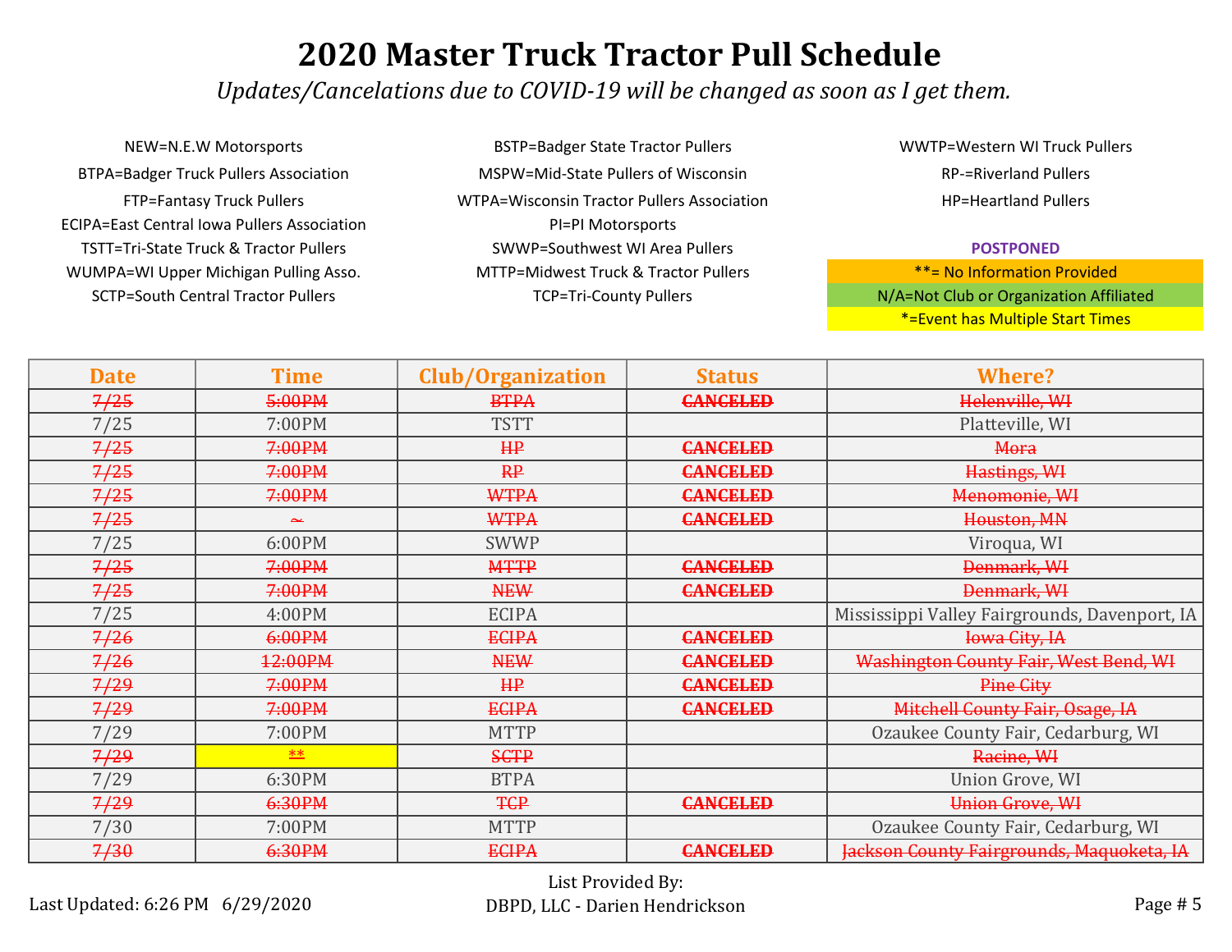# 2020 Master Truck Tractor Pull Schedule

*Updates/Cancelations due to COVID-19 will be changed as soon as I get them.*

NEW=N.E.W Motorsports
BTPA=Badger Truck Pullers Association
FTP=Fantasy Truck Pullers
ECIPA=East Central Iowa Pullers Association
TSTT=Tri-State Truck & Tractor Pullers
WUMPA=WI Upper Michigan Pulling Asso.
SCTP=South Central Tractor Pullers

BSTP=Badger State Tractor Pullers
MSPW=Mid-State Pullers of Wisconsin
WTPA=Wisconsin Tractor Pullers Association
PI=PI Motorsports
SWWP=Southwest WI Area Pullers
MTTP=Midwest Truck & Tractor Pullers
TCP=Tri-County Pullers

WWTP=Western WI Truck Pullers
RP-=Riverland Pullers
HP=Heartland Pullers

**POSTPONED**
**= No Information Provided
N/A=Not Club or Organization Affiliated
*=Event has Multiple Start Times

| Date | Time | Club/Organization | Status | Where? |
|---|---|---|---|---|
| ~~7/25~~ | ~~5:00PM~~ | ~~BTPA~~ | ~~CANCELED~~ | ~~Helenville, WI~~ |
| 7/25 | 7:00PM | TSTT | | Platteville, WI |
| ~~7/25~~ | ~~7:00PM~~ | ~~HP~~ | ~~CANCELED~~ | ~~Mora~~ |
| ~~7/25~~ | ~~7:00PM~~ | ~~RP~~ | ~~CANCELED~~ | ~~Hastings, WI~~ |
| ~~7/25~~ | ~~7:00PM~~ | ~~WTPA~~ | ~~CANCELED~~ | ~~Menomonie, WI~~ |
| ~~7/25~~ | ~~\~~~ | ~~WTPA~~ | ~~CANCELED~~ | ~~Houston, MN~~ |
| 7/25 | 6:00PM | SWWP | | Viroqua, WI |
| ~~7/25~~ | ~~7:00PM~~ | ~~MTTP~~ | ~~CANCELED~~ | ~~Denmark, WI~~ |
| ~~7/25~~ | ~~7:00PM~~ | ~~NEW~~ | ~~CANCELED~~ | ~~Denmark, WI~~ |
| 7/25 | 4:00PM | ECIPA | | Mississippi Valley Fairgrounds, Davenport, IA |
| ~~7/26~~ | ~~6:00PM~~ | ~~ECIPA~~ | ~~CANCELED~~ | ~~Iowa City, IA~~ |
| ~~7/26~~ | ~~12:00PM~~ | ~~NEW~~ | ~~CANCELED~~ | ~~Washington County Fair, West Bend, WI~~ |
| ~~7/29~~ | ~~7:00PM~~ | ~~HP~~ | ~~CANCELED~~ | ~~Pine City~~ |
| ~~7/29~~ | ~~7:00PM~~ | ~~ECIPA~~ | ~~CANCELED~~ | ~~Mitchell County Fair, Osage, IA~~ |
| 7/29 | 7:00PM | MTTP | | Ozaukee County Fair, Cedarburg, WI |
| ~~7/29~~ | ~~**~~ | ~~SCTP~~ | | ~~Racine, WI~~ |
| 7/29 | 6:30PM | BTPA | | Union Grove, WI |
| ~~7/29~~ | ~~6:30PM~~ | ~~TCP~~ | ~~CANCELED~~ | ~~Union Grove, WI~~ |
| 7/30 | 7:00PM | MTTP | | Ozaukee County Fair, Cedarburg, WI |
| ~~7/30~~ | ~~6:30PM~~ | ~~ECIPA~~ | ~~CANCELED~~ | ~~Jackson County Fairgrounds, Maquoketa, IA~~ |

Last Updated: 6:26 PM 6/29/2020

List Provided By:
DBPD, LLC - Darien Hendrickson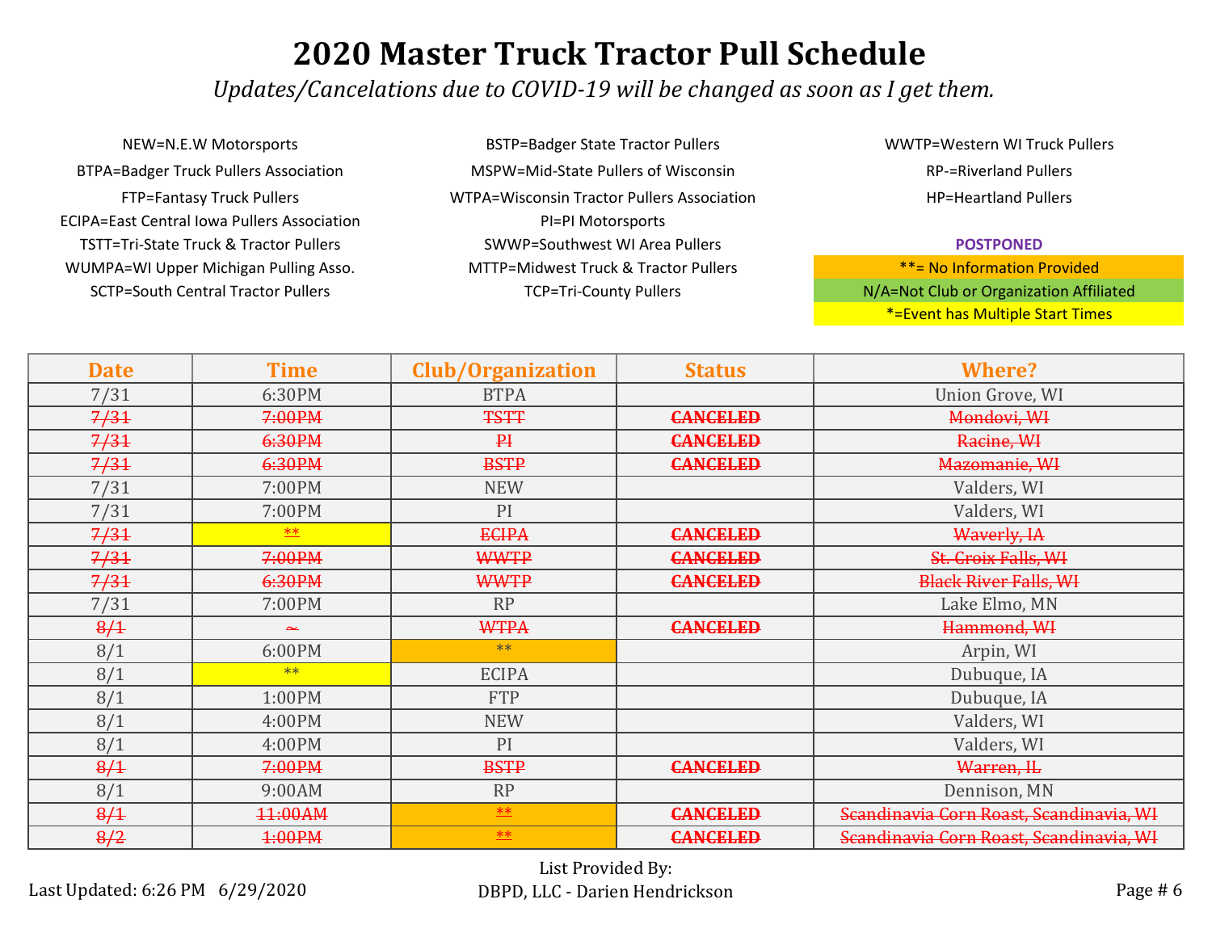# 2020 Master Truck Tractor Pull Schedule

*Updates/Cancelations due to COVID-19 will be changed as soon as I get them.*

NEW=N.E.W Motorsports
BTPA=Badger Truck Pullers Association
FTP=Fantasy Truck Pullers
ECIPA=East Central Iowa Pullers Association
TSTT=Tri-State Truck & Tractor Pullers
WUMPA=WI Upper Michigan Pulling Asso.
SCTP=South Central Tractor Pullers
BSTP=Badger State Tractor Pullers
MSPW=Mid-State Pullers of Wisconsin
WTPA=Wisconsin Tractor Pullers Association
PI=PI Motorsports
SWWP=Southwest WI Area Pullers
MTTP=Midwest Truck & Tractor Pullers
TCP=Tri-County Pullers
WWTP=Western WI Truck Pullers
RP-=Riverland Pullers
HP=Heartland Pullers

**POSTPONED**
**= No Information Provided
N/A=Not Club or Organization Affiliated
*=Event has Multiple Start Times

| Date | Time | Club/Organization | Status | Where? |
|---|---|---|---|---|
| 7/31 | 6:30PM | BTPA | | Union Grove, WI |
| ~~7/31~~ | ~~7:00PM~~ | ~~TSTT~~ | ~~CANCELED~~ | ~~Mondovi, WI~~ |
| ~~7/31~~ | ~~6:30PM~~ | ~~PI~~ | ~~CANCELED~~ | ~~Racine, WI~~ |
| ~~7/31~~ | ~~6:30PM~~ | ~~BSTP~~ | ~~CANCELED~~ | ~~Mazomanie, WI~~ |
| 7/31 | 7:00PM | NEW | | Valders, WI |
| 7/31 | 7:00PM | PI | | Valders, WI |
| ~~7/31~~ | ~~**~~ | ~~ECIPA~~ | ~~CANCELED~~ | ~~Waverly, IA~~ |
| ~~7/31~~ | ~~7:00PM~~ | ~~WWTP~~ | ~~CANCELED~~ | ~~St. Croix Falls, WI~~ |
| ~~7/31~~ | ~~6:30PM~~ | ~~WWTP~~ | ~~CANCELED~~ | ~~Black River Falls, WI~~ |
| 7/31 | 7:00PM | RP | | Lake Elmo, MN |
| ~~8/1~~ | ~~~~~ | ~~WTPA~~ | ~~CANCELED~~ | ~~Hammond, WI~~ |
| 8/1 | 6:00PM | ** | | Arpin, WI |
| 8/1 | ** | ECIPA | | Dubuque, IA |
| 8/1 | 1:00PM | FTP | | Dubuque, IA |
| 8/1 | 4:00PM | NEW | | Valders, WI |
| 8/1 | 4:00PM | PI | | Valders, WI |
| ~~8/1~~ | ~~7:00PM~~ | ~~BSTP~~ | ~~CANCELED~~ | ~~Warren, IL~~ |
| 8/1 | 9:00AM | RP | | Dennison, MN |
| ~~8/1~~ | ~~11:00AM~~ | ~~**~~ | ~~CANCELED~~ | ~~Scandinavia Corn Roast, Scandinavia, WI~~ |
| ~~8/2~~ | ~~1:00PM~~ | ~~**~~ | ~~CANCELED~~ | ~~Scandinavia Corn Roast, Scandinavia, WI~~ |

Last Updated: 6:26 PM 6/29/2020

List Provided By:
DBPD, LLC - Darien Hendrickson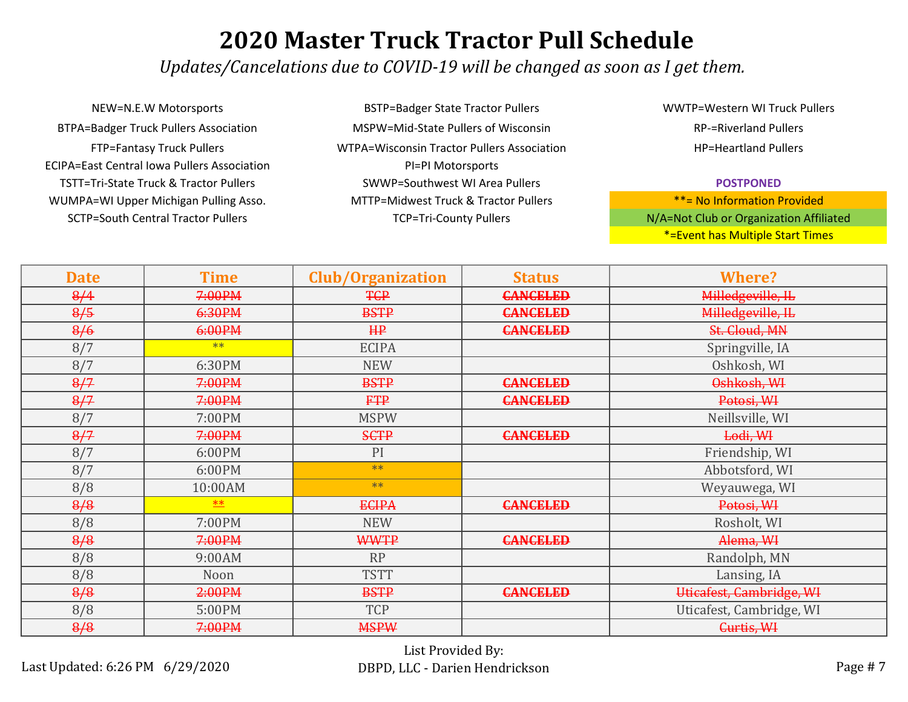# 2020 Master Truck Tractor Pull Schedule

*Updates/Cancelations due to COVID-19 will be changed as soon as I get them.*

NEW=N.E.W Motorsports
BTPA=Badger Truck Pullers Association
FTP=Fantasy Truck Pullers
ECIPA=East Central Iowa Pullers Association
TSTT=Tri-State Truck & Tractor Pullers
WUMPA=WI Upper Michigan Pulling Asso.
SCTP=South Central Tractor Pullers

BSTP=Badger State Tractor Pullers
MSPW=Mid-State Pullers of Wisconsin
WTPA=Wisconsin Tractor Pullers Association
PI=PI Motorsports
SWWP=Southwest WI Area Pullers
MTTP=Midwest Truck & Tractor Pullers
TCP=Tri-County Pullers

WWTP=Western WI Truck Pullers
RP-=Riverland Pullers
HP=Heartland Pullers

**POSTPONED**
**=No Information Provided
N/A=Not Club or Organization Affiliated
*=Event has Multiple Start Times

| Date | Time | Club/Organization | Status | Where? |
|---|---|---|---|---|
| ~~8/4~~ | ~~7:00PM~~ | ~~TCP~~ | ~~CANCELED~~ | ~~Milledgeville, IL~~ |
| ~~8/5~~ | ~~6:30PM~~ | ~~BSTP~~ | ~~CANCELED~~ | ~~Milledgeville, IL~~ |
| ~~8/6~~ | ~~6:00PM~~ | ~~HP~~ | ~~CANCELED~~ | ~~St. Cloud, MN~~ |
| 8/7 | ** | ECIPA | | Springville, IA |
| 8/7 | 6:30PM | NEW | | Oshkosh, WI |
| ~~8/7~~ | ~~7:00PM~~ | ~~BSTP~~ | ~~CANCELED~~ | ~~Oshkosh, WI~~ |
| ~~8/7~~ | ~~7:00PM~~ | ~~FTP~~ | ~~CANCELED~~ | ~~Potosi, WI~~ |
| 8/7 | 7:00PM | MSPW | | Neillsville, WI |
| ~~8/7~~ | ~~7:00PM~~ | ~~SCTP~~ | ~~CANCELED~~ | ~~Lodi, WI~~ |
| 8/7 | 6:00PM | PI | | Friendship, WI |
| 8/7 | 6:00PM | ** | | Abbotsford, WI |
| 8/8 | 10:00AM | ** | | Weyauwega, WI |
| ~~8/8~~ | ~~**~~ | ~~ECIPA~~ | ~~CANCELED~~ | ~~Potosi, WI~~ |
| 8/8 | 7:00PM | NEW | | Rosholt, WI |
| ~~8/8~~ | ~~7:00PM~~ | ~~WWTP~~ | ~~CANCELED~~ | ~~Alema, WI~~ |
| 8/8 | 9:00AM | RP | | Randolph, MN |
| 8/8 | Noon | TSTT | | Lansing, IA |
| ~~8/8~~ | ~~2:00PM~~ | ~~BSTP~~ | ~~CANCELED~~ | ~~Uticafest, Cambridge, WI~~ |
| 8/8 | 5:00PM | TCP | | Uticafest, Cambridge, WI |
| ~~8/8~~ | ~~7:00PM~~ | ~~MSPW~~ | | ~~Curtis, WI~~ |

Last Updated: 6:26 PM 6/29/2020

List Provided By:
DBPD, LLC - Darien Hendrickson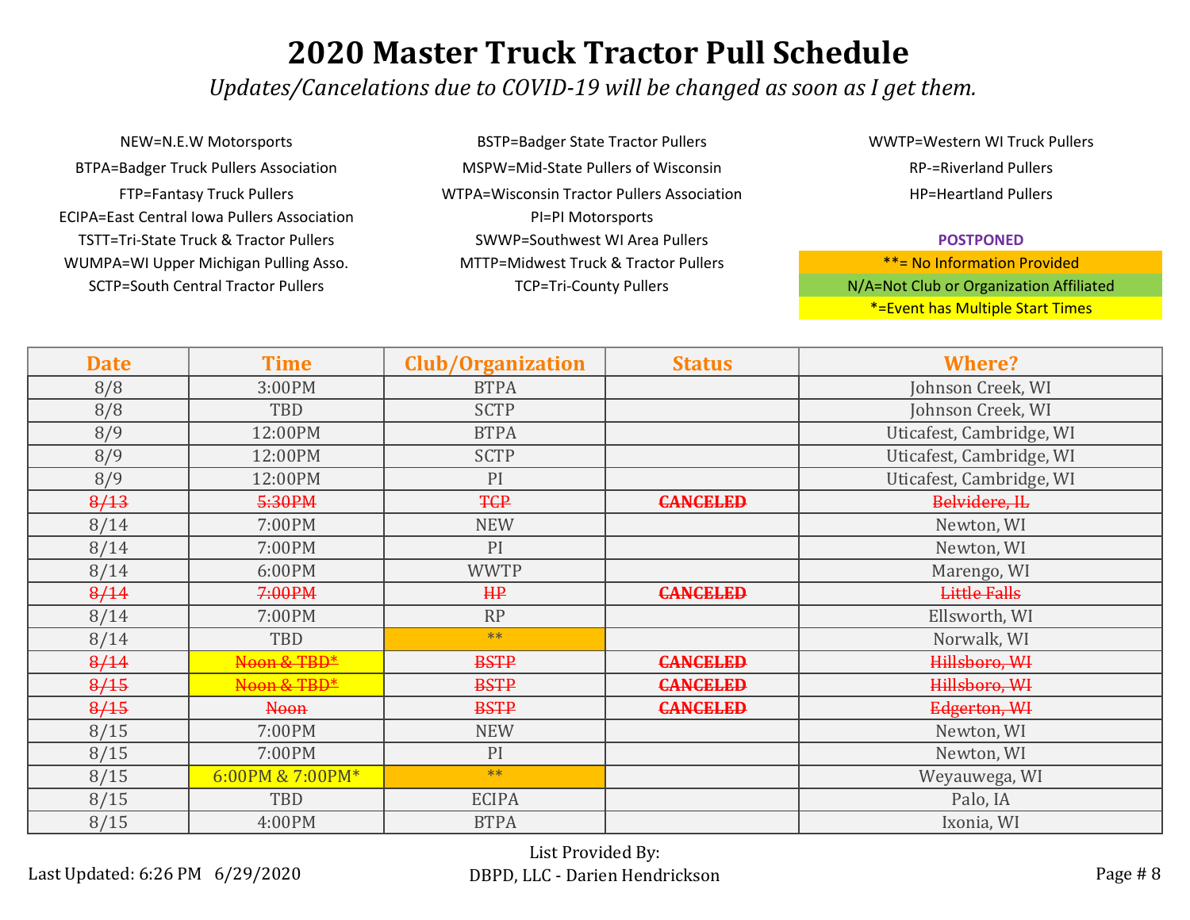# 2020 Master Truck Tractor Pull Schedule

*Updates/Cancelations due to COVID-19 will be changed as soon as I get them.*

NEW=N.E.W Motorsports
BTPA=Badger Truck Pullers Association
FTP=Fantasy Truck Pullers
ECIPA=East Central Iowa Pullers Association
TSTT=Tri-State Truck & Tractor Pullers
WUMPA=WI Upper Michigan Pulling Asso.
SCTP=South Central Tractor Pullers

BSTP=Badger State Tractor Pullers
MSPW=Mid-State Pullers of Wisconsin
WTPA=Wisconsin Tractor Pullers Association
PI=PI Motorsports
SWWP=Southwest WI Area Pullers
MTTP=Midwest Truck & Tractor Pullers
TCP=Tri-County Pullers

WWTP=Western WI Truck Pullers
RP-=Riverland Pullers
HP=Heartland Pullers

**POSTPONED**
**= No Information Provided
N/A=Not Club or Organization Affiliated
*=Event has Multiple Start Times

| Date | Time | Club/Organization | Status | Where? |
|---|---|---|---|---|
| 8/8 | 3:00PM | BTPA | | Johnson Creek, WI |
| 8/8 | TBD | SCTP | | Johnson Creek, WI |
| 8/9 | 12:00PM | BTPA | | Uticafest, Cambridge, WI |
| 8/9 | 12:00PM | SCTP | | Uticafest, Cambridge, WI |
| 8/9 | 12:00PM | PI | | Uticafest, Cambridge, WI |
| ~~8/13~~ | ~~5:30PM~~ | ~~TCP~~ | ~~CANCELED~~ | ~~Belvidere, IL~~ |
| 8/14 | 7:00PM | NEW | | Newton, WI |
| 8/14 | 7:00PM | PI | | Newton, WI |
| 8/14 | 6:00PM | WWTP | | Marengo, WI |
| ~~8/14~~ | ~~7:00PM~~ | ~~HP~~ | ~~CANCELED~~ | ~~Little Falls~~ |
| 8/14 | 7:00PM | RP | | Ellsworth, WI |
| 8/14 | TBD | ** | | Norwalk, WI |
| ~~8/14~~ | ~~Noon & TBD*~~ | ~~BSTP~~ | ~~CANCELED~~ | ~~Hillsboro, WI~~ |
| ~~8/15~~ | ~~Noon & TBD*~~ | ~~BSTP~~ | ~~CANCELED~~ | ~~Hillsboro, WI~~ |
| ~~8/15~~ | ~~Noon~~ | ~~BSTP~~ | ~~CANCELED~~ | ~~Edgerton, WI~~ |
| 8/15 | 7:00PM | NEW | | Newton, WI |
| 8/15 | 7:00PM | PI | | Newton, WI |
| 8/15 | 6:00PM & 7:00PM* | ** | | Weyauwega, WI |
| 8/15 | TBD | ECIPA | | Palo, IA |
| 8/15 | 4:00PM | BTPA | | Ixonia, WI |

Last Updated: 6:26 PM 6/29/2020

List Provided By:
DBPD, LLC - Darien Hendrickson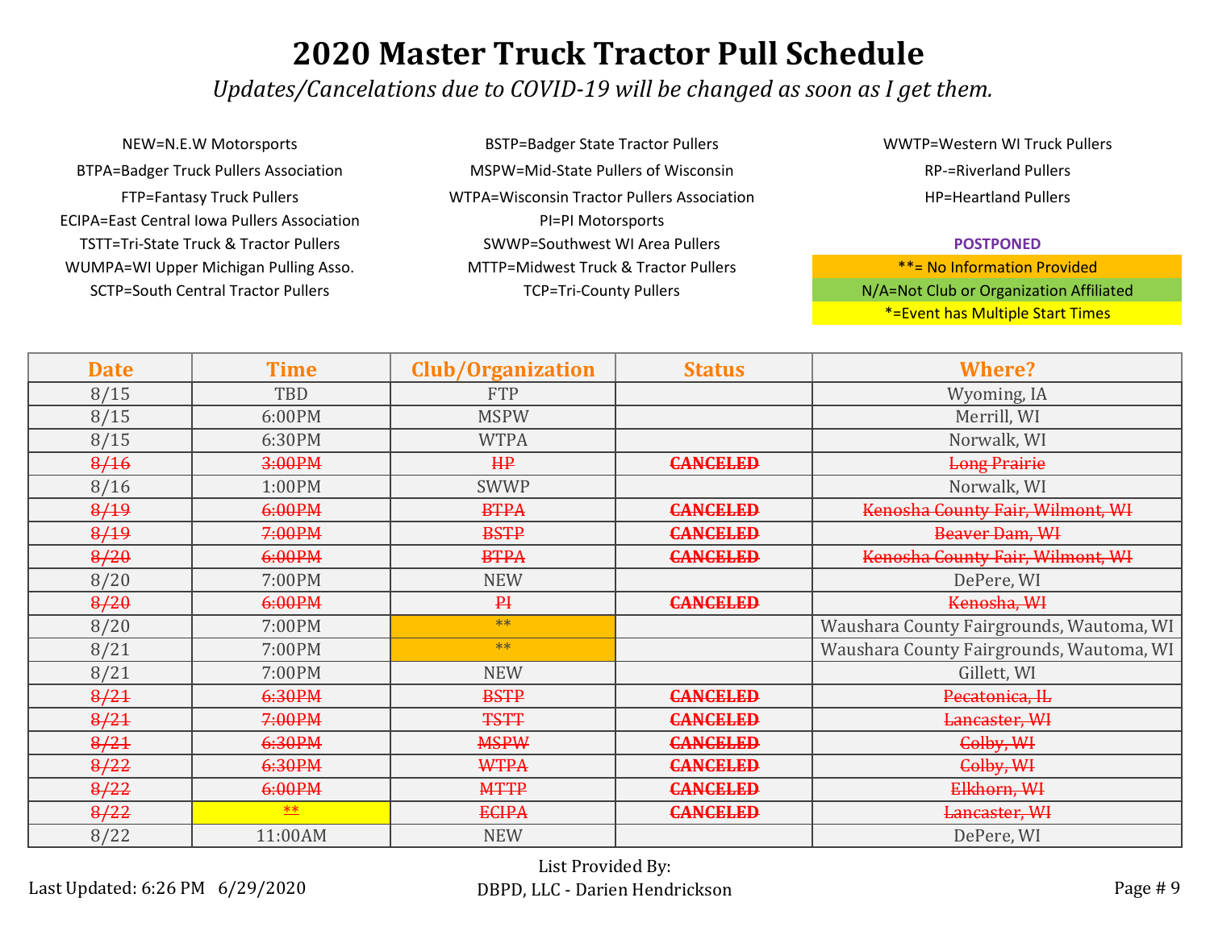# 2020 Master Truck Tractor Pull Schedule

*Updates/Cancelations due to COVID-19 will be changed as soon as I get them.*

NEW=N.E.W Motorsports
BTPA=Badger Truck Pullers Association
FTP=Fantasy Truck Pullers
ECIPA=East Central Iowa Pullers Association
TSTT=Tri-State Truck & Tractor Pullers
WUMPA=WI Upper Michigan Pulling Asso.
SCTP=South Central Tractor Pullers

BSTP=Badger State Tractor Pullers
MSPW=Mid-State Pullers of Wisconsin
WTPA=Wisconsin Tractor Pullers Association
PI=PI Motorsports
SWWP=Southwest WI Area Pullers
MTTP=Midwest Truck & Tractor Pullers
TCP=Tri-County Pullers

WWTP=Western WI Truck Pullers
RP-=Riverland Pullers
HP=Heartland Pullers

**POSTPONED**
**= No Information Provided
N/A=Not Club or Organization Affiliated
*=Event has Multiple Start Times

| Date | Time | Club/Organization | Status | Where? |
|---|---|---|---|---|
| 8/15 | TBD | FTP | | Wyoming, IA |
| 8/15 | 6:00PM | MSPW | | Merrill, WI |
| 8/15 | 6:30PM | WTPA | | Norwalk, WI |
| ~~8/16~~ | ~~3:00PM~~ | ~~HP~~ | ~~CANCELED~~ | ~~Long Prairie~~ |
| 8/16 | 1:00PM | SWWP | | Norwalk, WI |
| ~~8/19~~ | ~~6:00PM~~ | ~~BTPA~~ | ~~CANCELED~~ | ~~Kenosha County Fair, Wilmont, WI~~ |
| ~~8/19~~ | ~~7:00PM~~ | ~~BSTP~~ | ~~CANCELED~~ | ~~Beaver Dam, WI~~ |
| ~~8/20~~ | ~~6:00PM~~ | ~~BTPA~~ | ~~CANCELED~~ | ~~Kenosha County Fair, Wilmont, WI~~ |
| 8/20 | 7:00PM | NEW | | DePere, WI |
| ~~8/20~~ | ~~6:00PM~~ | ~~PI~~ | ~~CANCELED~~ | ~~Kenosha, WI~~ |
| 8/20 | 7:00PM | ** | | Waushara County Fairgrounds, Wautoma, WI |
| 8/21 | 7:00PM | ** | | Waushara County Fairgrounds, Wautoma, WI |
| 8/21 | 7:00PM | NEW | | Gillett, WI |
| ~~8/21~~ | ~~6:30PM~~ | ~~BSTP~~ | ~~CANCELED~~ | ~~Pecatonica, IL~~ |
| ~~8/21~~ | ~~7:00PM~~ | ~~TSTT~~ | ~~CANCELED~~ | ~~Lancaster, WI~~ |
| ~~8/21~~ | ~~6:30PM~~ | ~~MSPW~~ | ~~CANCELED~~ | ~~Colby, WI~~ |
| ~~8/22~~ | ~~6:30PM~~ | ~~WTPA~~ | ~~CANCELED~~ | ~~Colby, WI~~ |
| ~~8/22~~ | ~~6:00PM~~ | ~~MTTP~~ | ~~CANCELED~~ | ~~Elkhorn, WI~~ |
| ~~8/22~~ | ~~**~~ | ~~ECIPA~~ | ~~CANCELED~~ | ~~Lancaster, WI~~ |
| 8/22 | 11:00AM | NEW | | DePere, WI |

Last Updated: 6:26 PM 6/29/2020

List Provided By:
DBPD, LLC - Darien Hendrickson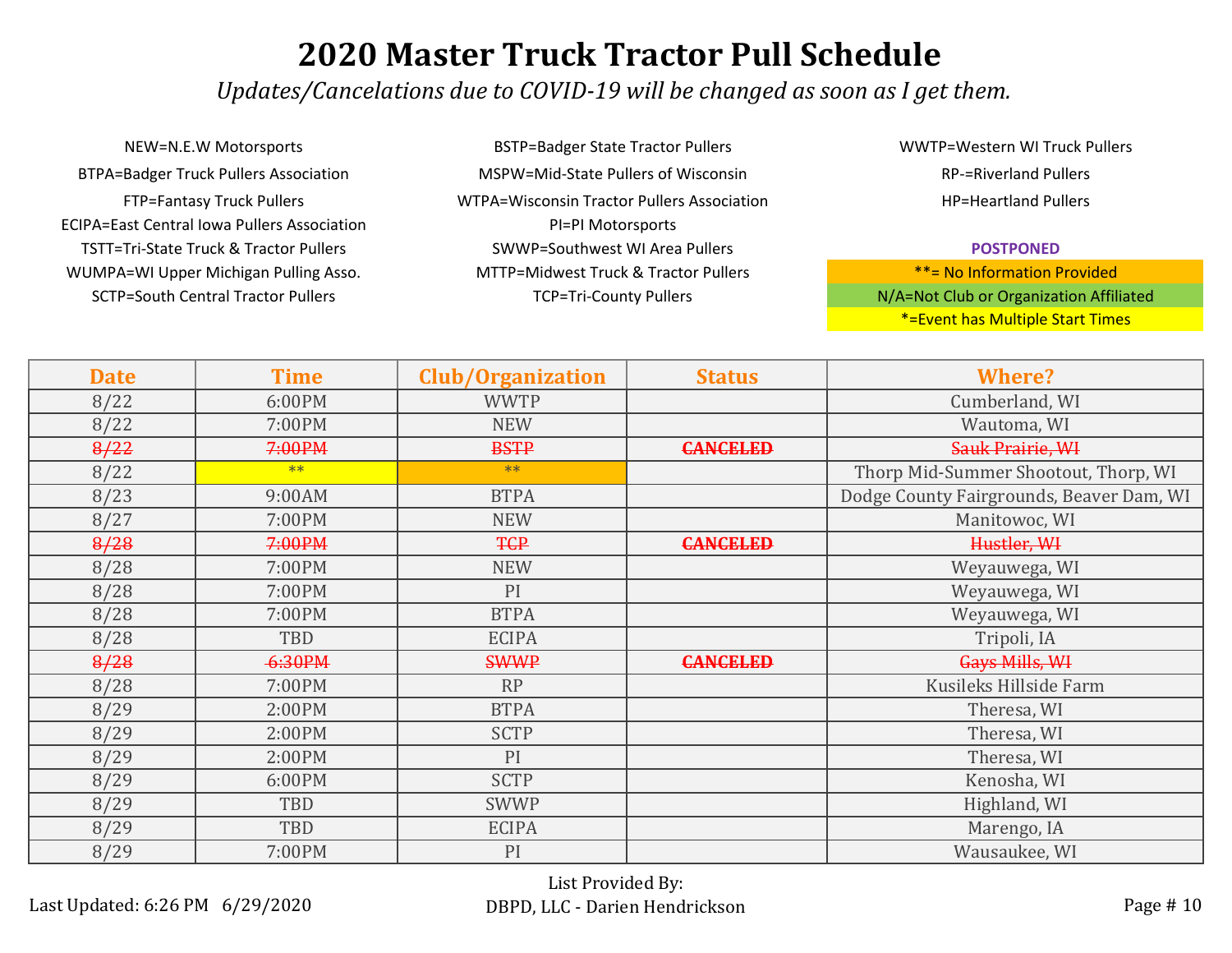# 2020 Master Truck Tractor Pull Schedule

*Updates/Cancelations due to COVID-19 will be changed as soon as I get them.*

NEW=N.E.W Motorsports
BTPA=Badger Truck Pullers Association
FTP=Fantasy Truck Pullers
ECIPA=East Central Iowa Pullers Association
TSTT=Tri-State Truck & Tractor Pullers
WUMPA=WI Upper Michigan Pulling Asso.
SCTP=South Central Tractor Pullers

BSTP=Badger State Tractor Pullers
MSPW=Mid-State Pullers of Wisconsin
WTPA=Wisconsin Tractor Pullers Association
PI=PI Motorsports
SWWP=Southwest WI Area Pullers
MTTP=Midwest Truck & Tractor Pullers
TCP=Tri-County Pullers

WWTP=Western WI Truck Pullers
RP-=Riverland Pullers
HP=Heartland Pullers

**POSTPONED**
**= No Information Provided
N/A=Not Club or Organization Affiliated
*=Event has Multiple Start Times

| Date | Time | Club/Organization | Status | Where? |
|---|---|---|---|---|
| 8/22 | 6:00PM | WWTP | | Cumberland, WI |
| 8/22 | 7:00PM | NEW | | Wautoma, WI |
| ~~8/22~~ | ~~7:00PM~~ | ~~BSTP~~ | ~~CANCELED~~ | ~~Sauk Prairie, WI~~ |
| 8/22 | ** | ** | | Thorp Mid-Summer Shootout, Thorp, WI |
| 8/23 | 9:00AM | BTPA | | Dodge County Fairgrounds, Beaver Dam, WI |
| 8/27 | 7:00PM | NEW | | Manitowoc, WI |
| ~~8/28~~ | ~~7:00PM~~ | ~~TCP~~ | ~~CANCELED~~ | ~~Hustler, WI~~ |
| 8/28 | 7:00PM | NEW | | Weyauwega, WI |
| 8/28 | 7:00PM | PI | | Weyauwega, WI |
| 8/28 | 7:00PM | BTPA | | Weyauwega, WI |
| 8/28 | TBD | ECIPA | | Tripoli, IA |
| ~~8/28~~ | ~~6:30PM~~ | ~~SWWP~~ | ~~CANCELED~~ | ~~Gays Mills, WI~~ |
| 8/28 | 7:00PM | RP | | Kusileks Hillside Farm |
| 8/29 | 2:00PM | BTPA | | Theresa, WI |
| 8/29 | 2:00PM | SCTP | | Theresa, WI |
| 8/29 | 2:00PM | PI | | Theresa, WI |
| 8/29 | 6:00PM | SCTP | | Kenosha, WI |
| 8/29 | TBD | SWWP | | Highland, WI |
| 8/29 | TBD | ECIPA | | Marengo, IA |
| 8/29 | 7:00PM | PI | | Wausaukee, WI |

Last Updated: 6:26 PM 6/29/2020

List Provided By:
DBPD, LLC - Darien Hendrickson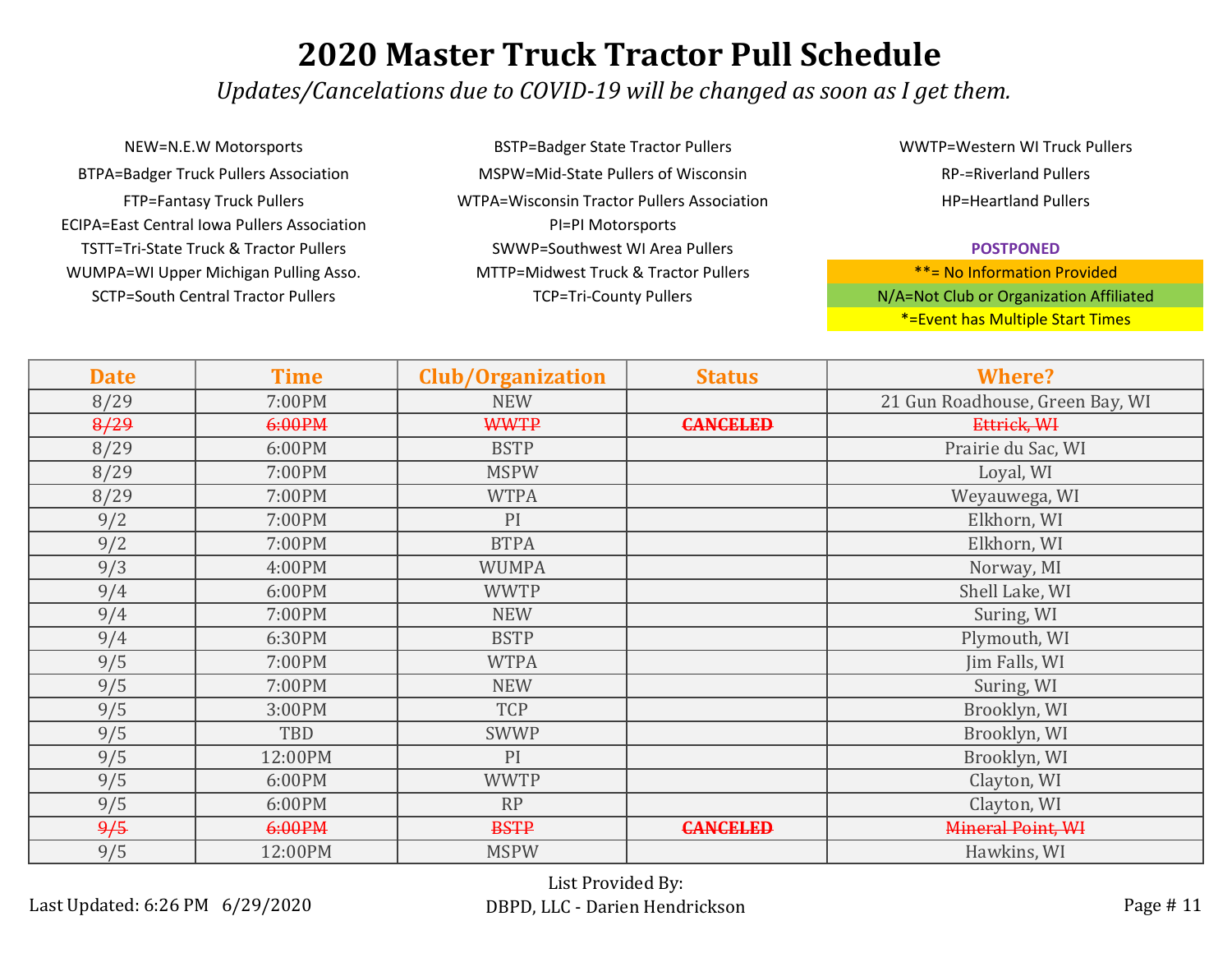# 2020 Master Truck Tractor Pull Schedule

*Updates/Cancelations due to COVID-19 will be changed as soon as I get them.*

NEW=N.E.W Motorsports
BTPA=Badger Truck Pullers Association
FTP=Fantasy Truck Pullers
ECIPA=East Central Iowa Pullers Association
TSTT=Tri-State Truck & Tractor Pullers
WUMPA=WI Upper Michigan Pulling Asso.
SCTP=South Central Tractor Pullers

BSTP=Badger State Tractor Pullers
MSPW=Mid-State Pullers of Wisconsin
WTPA=Wisconsin Tractor Pullers Association
PI=PI Motorsports
SWWP=Southwest WI Area Pullers
MTTP=Midwest Truck & Tractor Pullers
TCP=Tri-County Pullers

WWTP=Western WI Truck Pullers
RP-=Riverland Pullers
HP=Heartland Pullers

**POSTPONED**
**= No Information Provided
N/A=Not Club or Organization Affiliated
*=Event has Multiple Start Times

| Date | Time | Club/Organization | Status | Where? |
|---|---|---|---|---|
| 8/29 | 7:00PM | NEW | | 21 Gun Roadhouse, Green Bay, WI |
| ~~8/29~~ | ~~6:00PM~~ | ~~WWTP~~ | ~~CANCELED~~ | ~~Ettrick, WI~~ |
| 8/29 | 6:00PM | BSTP | | Prairie du Sac, WI |
| 8/29 | 7:00PM | MSPW | | Loyal, WI |
| 8/29 | 7:00PM | WTPA | | Weyauwega, WI |
| 9/2 | 7:00PM | PI | | Elkhorn, WI |
| 9/2 | 7:00PM | BTPA | | Elkhorn, WI |
| 9/3 | 4:00PM | WUMPA | | Norway, MI |
| 9/4 | 6:00PM | WWTP | | Shell Lake, WI |
| 9/4 | 7:00PM | NEW | | Suring, WI |
| 9/4 | 6:30PM | BSTP | | Plymouth, WI |
| 9/5 | 7:00PM | WTPA | | Jim Falls, WI |
| 9/5 | 7:00PM | NEW | | Suring, WI |
| 9/5 | 3:00PM | TCP | | Brooklyn, WI |
| 9/5 | TBD | SWWP | | Brooklyn, WI |
| 9/5 | 12:00PM | PI | | Brooklyn, WI |
| 9/5 | 6:00PM | WWTP | | Clayton, WI |
| 9/5 | 6:00PM | RP | | Clayton, WI |
| ~~9/5~~ | ~~6:00PM~~ | ~~BSTP~~ | ~~CANCELED~~ | ~~Mineral Point, WI~~ |
| 9/5 | 12:00PM | MSPW | | Hawkins, WI |

Last Updated: 6:26 PM 6/29/2020

List Provided By:
DBPD, LLC - Darien Hendrickson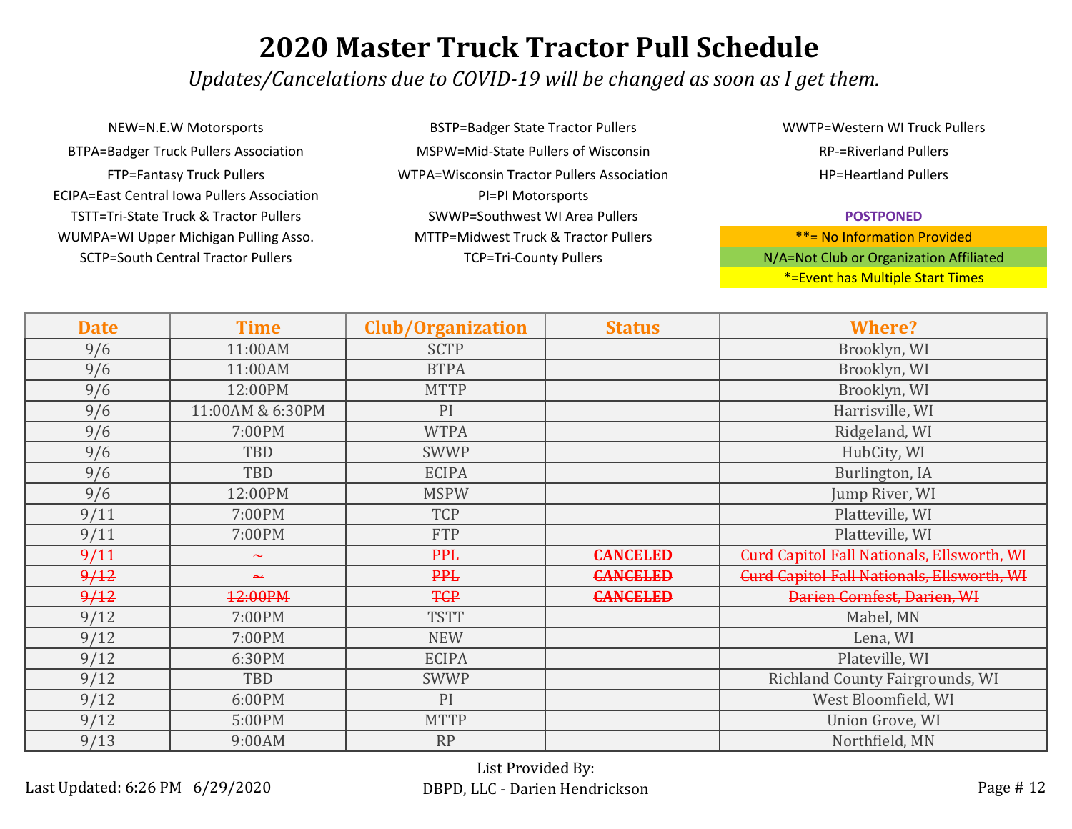# 2020 Master Truck Tractor Pull Schedule

*Updates/Cancelations due to COVID-19 will be changed as soon as I get them.*

NEW=N.E.W Motorsports
BTPA=Badger Truck Pullers Association
FTP=Fantasy Truck Pullers
ECIPA=East Central Iowa Pullers Association
TSTT=Tri-State Truck & Tractor Pullers
WUMPA=WI Upper Michigan Pulling Asso.
SCTP=South Central Tractor Pullers

BSTP=Badger State Tractor Pullers
MSPW=Mid-State Pullers of Wisconsin
WTPA=Wisconsin Tractor Pullers Association
PI=PI Motorsports
SWWP=Southwest WI Area Pullers
MTTP=Midwest Truck & Tractor Pullers
TCP=Tri-County Pullers

WWTP=Western WI Truck Pullers
RP-=Riverland Pullers
HP=Heartland Pullers

**POSTPONED**
**= No Information Provided
N/A=Not Club or Organization Affiliated
*=Event has Multiple Start Times

| Date | Time | Club/Organization | Status | Where? |
|---|---|---|---|---|
| 9/6 | 11:00AM | SCTP | | Brooklyn, WI |
| 9/6 | 11:00AM | BTPA | | Brooklyn, WI |
| 9/6 | 12:00PM | MTTP | | Brooklyn, WI |
| 9/6 | 11:00AM & 6:30PM | PI | | Harrisville, WI |
| 9/6 | 7:00PM | WTPA | | Ridgeland, WI |
| 9/6 | TBD | SWWP | | HubCity, WI |
| 9/6 | TBD | ECIPA | | Burlington, IA |
| 9/6 | 12:00PM | MSPW | | Jump River, WI |
| 9/11 | 7:00PM | TCP | | Platteville, WI |
| 9/11 | 7:00PM | FTP | | Platteville, WI |
| ~~9/11~~ | ~~~~ | ~~PPL~~ | ~~CANCELED~~ | ~~Curd Capitol Fall Nationals, Ellsworth, WI~~ |
| ~~9/12~~ | ~~~~ | ~~PPL~~ | ~~CANCELED~~ | ~~Curd Capitol Fall Nationals, Ellsworth, WI~~ |
| ~~9/12~~ | ~~12:00PM~~ | ~~TCP~~ | ~~CANCELED~~ | ~~Darien Cornfest, Darien, WI~~ |
| 9/12 | 7:00PM | TSTT | | Mabel, MN |
| 9/12 | 7:00PM | NEW | | Lena, WI |
| 9/12 | 6:30PM | ECIPA | | Plateville, WI |
| 9/12 | TBD | SWWP | | Richland County Fairgrounds, WI |
| 9/12 | 6:00PM | PI | | West Bloomfield, WI |
| 9/12 | 5:00PM | MTTP | | Union Grove, WI |
| 9/13 | 9:00AM | RP | | Northfield, MN |

Last Updated: 6:26 PM 6/29/2020

List Provided By:
DBPD, LLC - Darien Hendrickson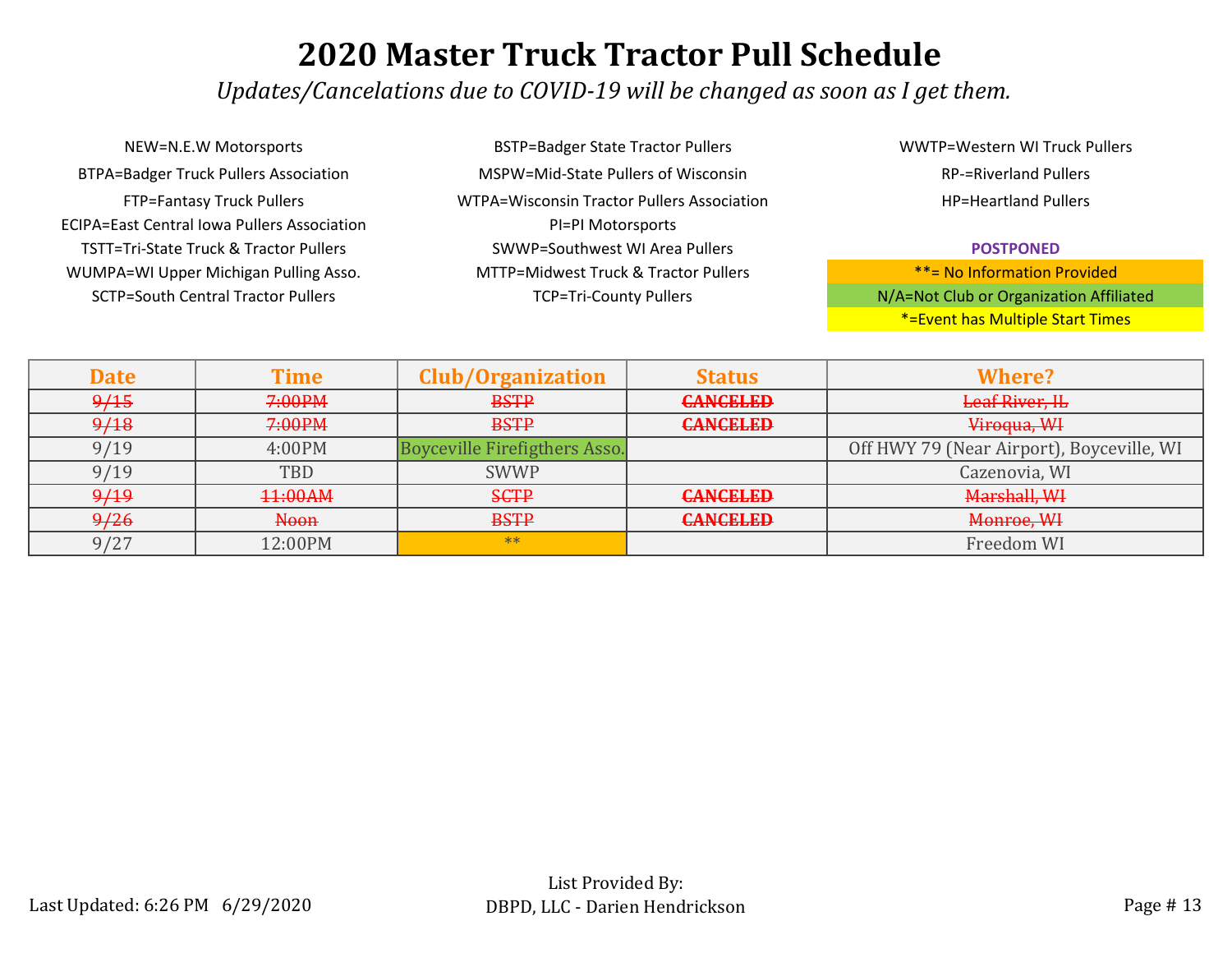# 2020 Master Truck Tractor Pull Schedule

*Updates/Cancelations due to COVID-19 will be changed as soon as I get them.*

NEW=N.E.W Motorsports
BTPA=Badger Truck Pullers Association
FTP=Fantasy Truck Pullers
ECIPA=East Central Iowa Pullers Association
TSTT=Tri-State Truck & Tractor Pullers
WUMPA=WI Upper Michigan Pulling Asso.
SCTP=South Central Tractor Pullers

BSTP=Badger State Tractor Pullers
MSPW=Mid-State Pullers of Wisconsin
WTPA=Wisconsin Tractor Pullers Association
PI=PI Motorsports
SWWP=Southwest WI Area Pullers
MTTP=Midwest Truck & Tractor Pullers
TCP=Tri-County Pullers

WWTP=Western WI Truck Pullers
RP-=Riverland Pullers
HP=Heartland Pullers

**POSTPONED**
**= No Information Provided
N/A=Not Club or Organization Affiliated
*=Event has Multiple Start Times

| Date | Time | Club/Organization | Status | Where? |
|---|---|---|---|---|
| ~~9/15~~ | ~~7:00PM~~ | ~~BSTP~~ | ~~CANCELED~~ | ~~Leaf River, IL~~ |
| ~~9/18~~ | ~~7:00PM~~ | ~~BSTP~~ | ~~CANCELED~~ | ~~Viroqua, WI~~ |
| 9/19 | 4:00PM | Boyceville Firefigthers Asso. | | Off HWY 79 (Near Airport), Boyceville, WI |
| 9/19 | TBD | SWWP | | Cazenovia, WI |
| ~~9/19~~ | ~~11:00AM~~ | ~~SCTP~~ | ~~CANCELED~~ | ~~Marshall, WI~~ |
| ~~9/26~~ | ~~Noon~~ | ~~BSTP~~ | ~~CANCELED~~ | ~~Monroe, WI~~ |
| 9/27 | 12:00PM | ** | | Freedom WI |

Last Updated: 6:26 PM 6/29/2020

List Provided By:
DBPD, LLC - Darien Hendrickson